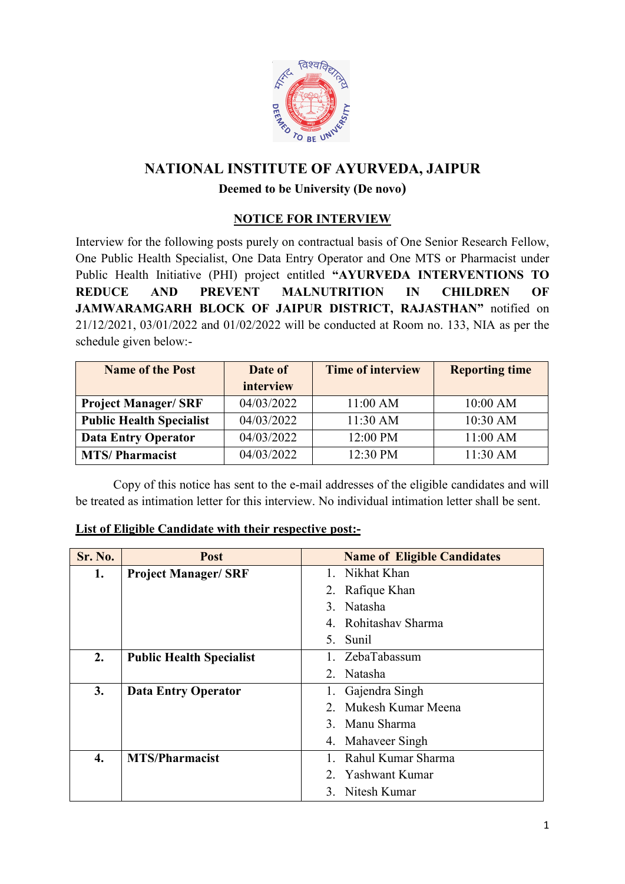# NATIONAL INSTITUTE OF AYURVEDA, JAIPUR

**Deemed to be University (De novo)**

## NOTICE FOR INTERVIEW

Interview for the following posts purely on contractual basis of One Senior Research Fellow, One Public Health Specialist, One Data Entry Operator and One MTS or Pharmacist under Public Health Initiative (PHI) project entitled **"AYURVEDA INTERVENTIONS TO REDUCE AND PREVENT MALNUTRITION IN CHILDREN OF JAMWARAMGARH BLOCK OF JAIPUR DISTRICT, RAJASTHAN"** notified on 21/12/2021, 03/01/2022 and 01/02/2022 will be conducted at Room no. 133, NIA as per the schedule given below:-

| Name of the Post | Date of interview | Time of interview | Reporting time |
|---|---|---|---|
| **Project Manager/ SRF** | 04/03/2022 | 11:00 AM | 10:00 AM |
| **Public Health Specialist** | 04/03/2022 | 11:30 AM | 10:30 AM |
| **Data Entry Operator** | 04/03/2022 | 12:00 PM | 11:00 AM |
| **MTS/ Pharmacist** | 04/03/2022 | 12:30 PM | 11:30 AM |

Copy of this notice has sent to the e-mail addresses of the eligible candidates and will be treated as intimation letter for this interview. No individual intimation letter shall be sent.

**List of Eligible Candidate with their respective post:-**

| Sr. No. | Post | Name of Eligible Candidates |
|---|---|---|
| **1.** | **Project Manager/ SRF** | 1. Nikhat Khan<br>2. Rafique Khan<br>3. Natasha<br>4. Rohitashav Sharma<br>5. Sunil |
| **2.** | **Public Health Specialist** | 1. ZebaTabassum<br>2. Natasha |
| **3.** | **Data Entry Operator** | 1. Gajendra Singh<br>2. Mukesh Kumar Meena<br>3. Manu Sharma<br>4. Mahaveer Singh |
| **4.** | **MTS/Pharmacist** | 1. Rahul Kumar Sharma<br>2. Yashwant Kumar<br>3. Nitesh Kumar |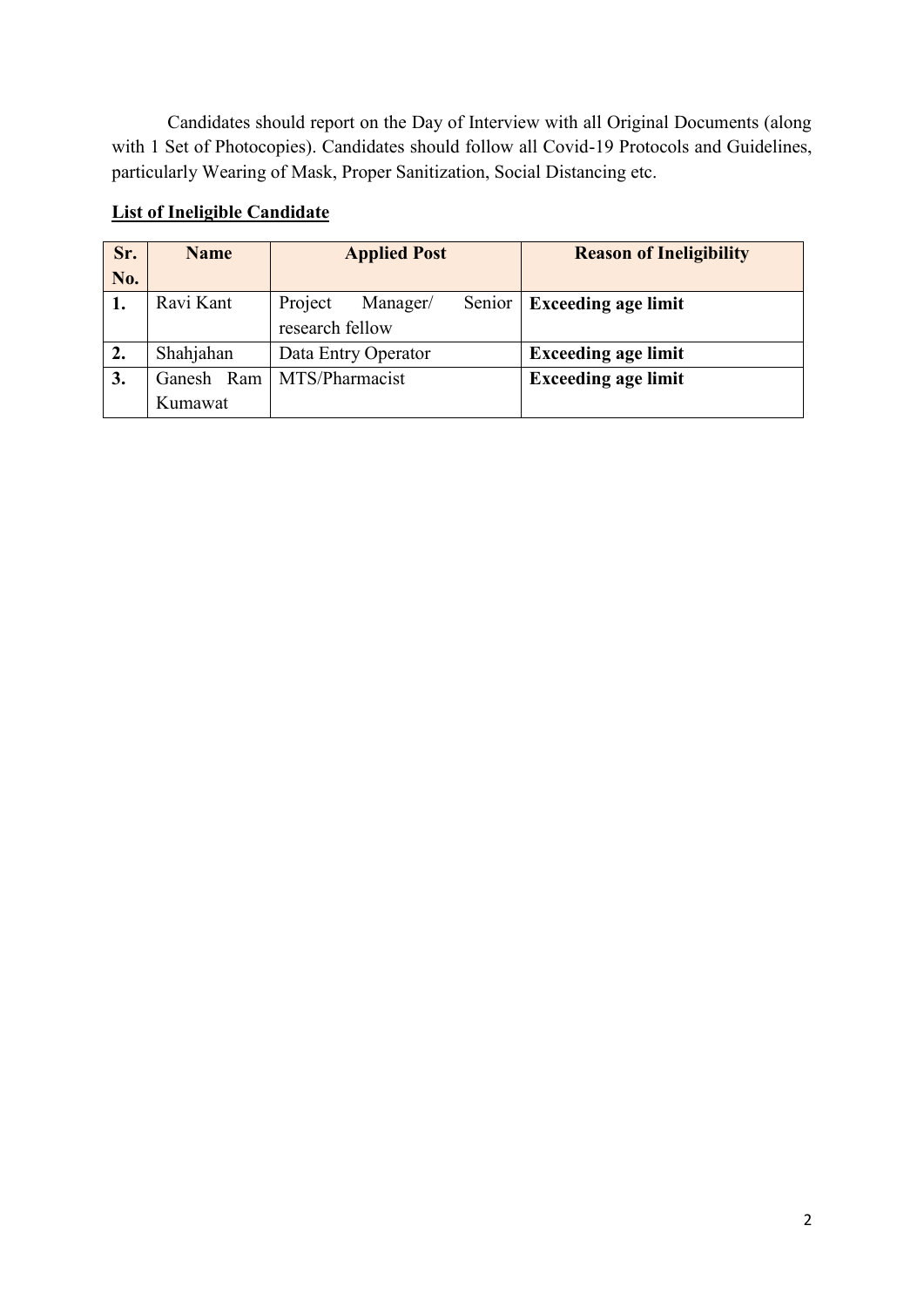Candidates should report on the Day of Interview with all Original Documents (along with 1 Set of Photocopies). Candidates should follow all Covid-19 Protocols and Guidelines, particularly Wearing of Mask, Proper Sanitization, Social Distancing etc.

**List of Ineligible Candidate**

| Sr. No. | Name | Applied Post | Reason of Ineligibility |
|---|---|---|---|
| **1.** | Ravi Kant | Project Manager/ Senior research fellow | **Exceeding age limit** |
| **2.** | Shahjahan | Data Entry Operator | **Exceeding age limit** |
| **3.** | Ganesh Ram Kumawat | MTS/Pharmacist | **Exceeding age limit** |